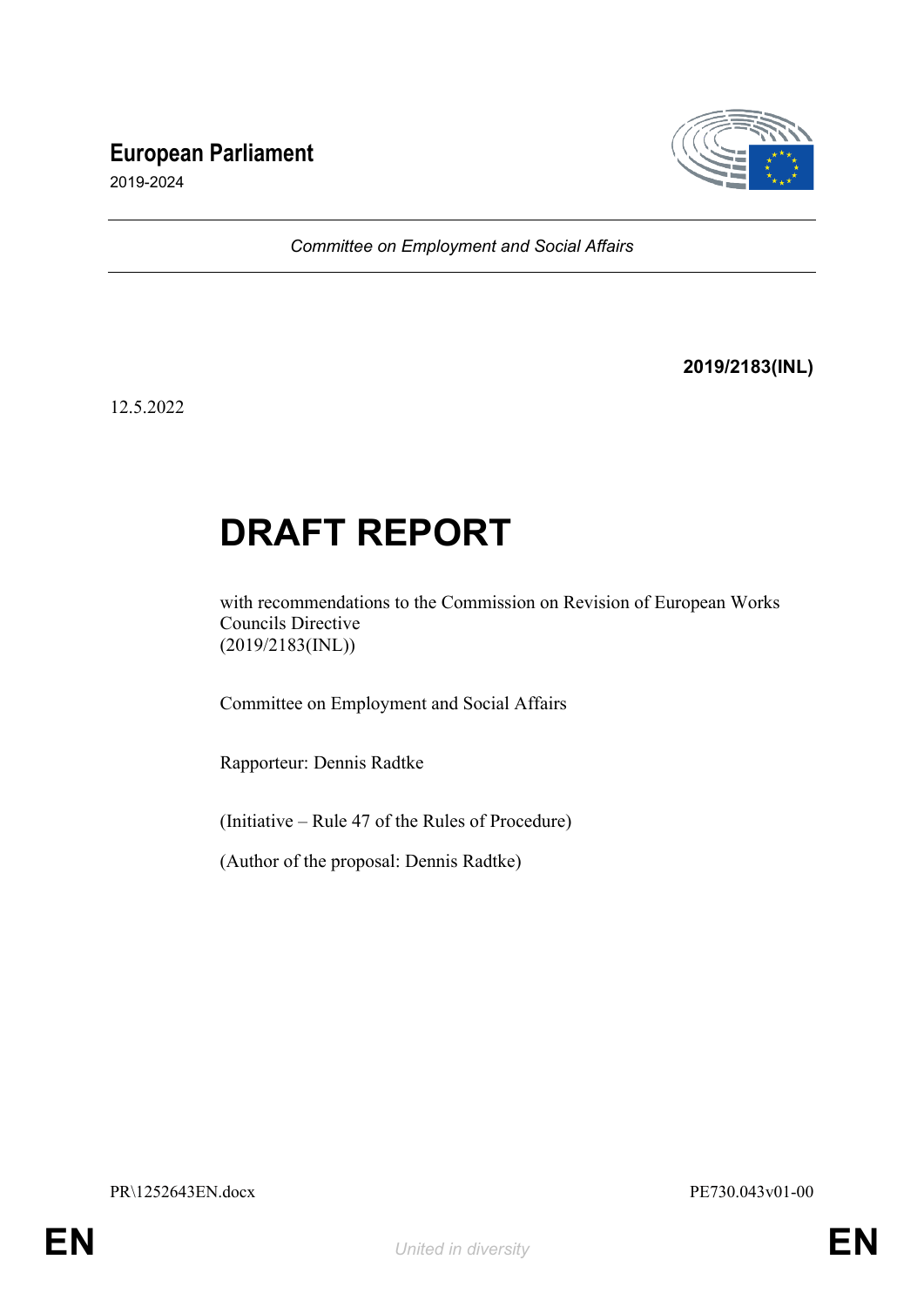**European Parliament**

2019-2024

*Committee on Employment and Social Affairs*

**2019/2183(INL)**

12.5.2022

# DRAFT REPORT

with recommendations to the Commission on Revision of European Works Councils Directive
(2019/2183(INL))

Committee on Employment and Social Affairs

Rapporteur: Dennis Radtke

(Initiative – Rule 47 of the Rules of Procedure)

(Author of the proposal: Dennis Radtke)

PR\1252643EN.docx PE730.043v01-00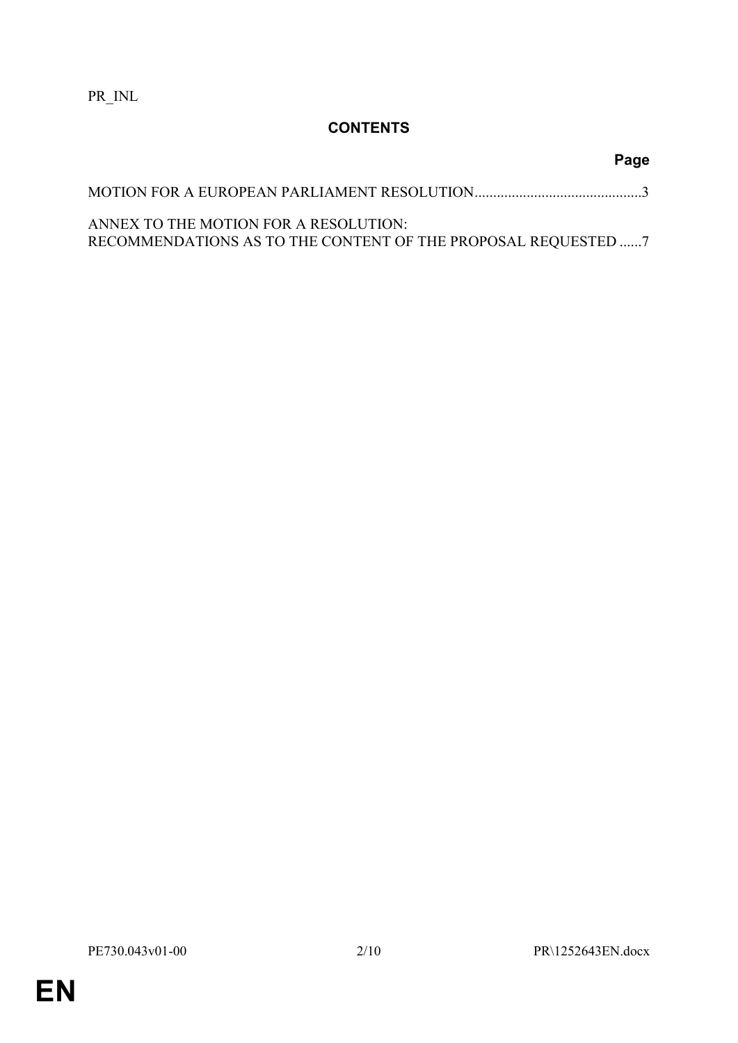PR_INL

## CONTENTS

| | Page |
|---|---|
| MOTION FOR A EUROPEAN PARLIAMENT RESOLUTION | 3 |
| ANNEX TO THE MOTION FOR A RESOLUTION: RECOMMENDATIONS AS TO THE CONTENT OF THE PROPOSAL REQUESTED | 7 |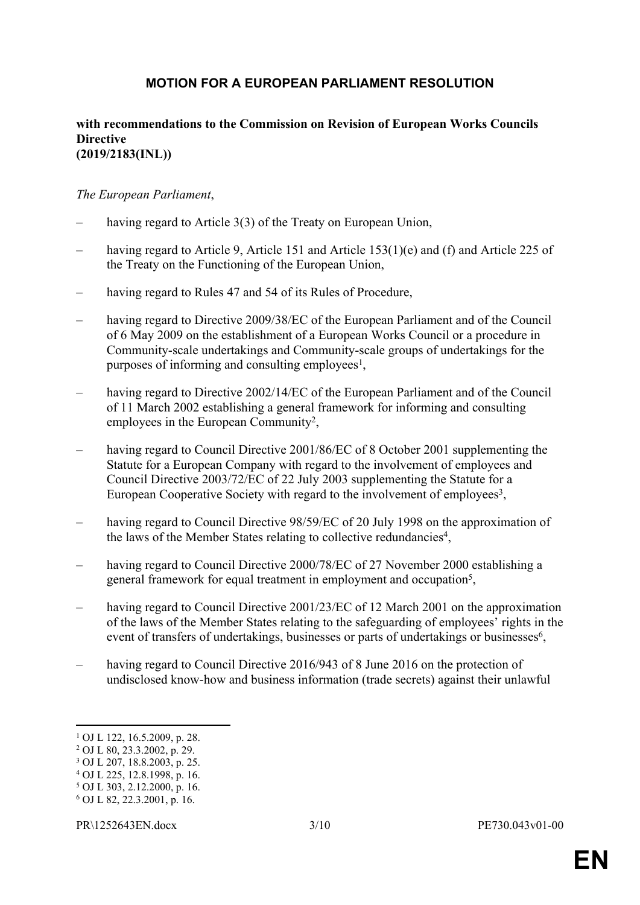## MOTION FOR A EUROPEAN PARLIAMENT RESOLUTION

**with recommendations to the Commission on Revision of European Works Councils Directive (2019/2183(INL))**

*The European Parliament*,

– having regard to Article 3(3) of the Treaty on European Union,

– having regard to Article 9, Article 151 and Article 153(1)(e) and (f) and Article 225 of the Treaty on the Functioning of the European Union,

– having regard to Rules 47 and 54 of its Rules of Procedure,

– having regard to Directive 2009/38/EC of the European Parliament and of the Council of 6 May 2009 on the establishment of a European Works Council or a procedure in Community-scale undertakings and Community-scale groups of undertakings for the purposes of informing and consulting employees[1],

– having regard to Directive 2002/14/EC of the European Parliament and of the Council of 11 March 2002 establishing a general framework for informing and consulting employees in the European Community[2],

– having regard to Council Directive 2001/86/EC of 8 October 2001 supplementing the Statute for a European Company with regard to the involvement of employees and Council Directive 2003/72/EC of 22 July 2003 supplementing the Statute for a European Cooperative Society with regard to the involvement of employees[3],

– having regard to Council Directive 98/59/EC of 20 July 1998 on the approximation of the laws of the Member States relating to collective redundancies[4],

– having regard to Council Directive 2000/78/EC of 27 November 2000 establishing a general framework for equal treatment in employment and occupation[5],

– having regard to Council Directive 2001/23/EC of 12 March 2001 on the approximation of the laws of the Member States relating to the safeguarding of employees' rights in the event of transfers of undertakings, businesses or parts of undertakings or businesses[6],

– having regard to Council Directive 2016/943 of 8 June 2016 on the protection of undisclosed know-how and business information (trade secrets) against their unlawful

---

[1] OJ L 122, 16.5.2009, p. 28.
[2] OJ L 80, 23.3.2002, p. 29.
[3] OJ L 207, 18.8.2003, p. 25.
[4] OJ L 225, 12.8.1998, p. 16.
[5] OJ L 303, 2.12.2000, p. 16.
[6] OJ L 82, 22.3.2001, p. 16.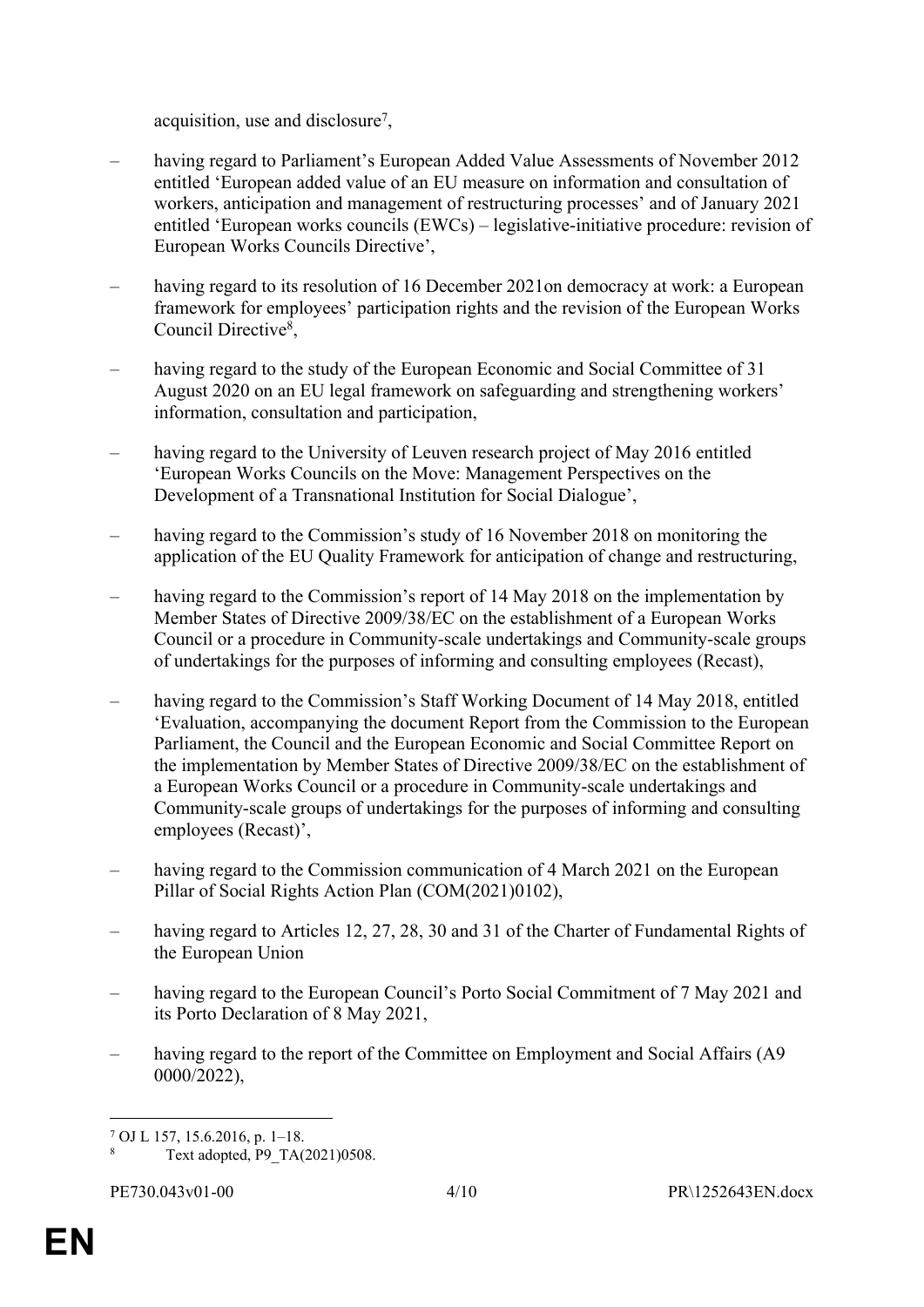acquisition, use and disclosure[7],

– having regard to Parliament's European Added Value Assessments of November 2012 entitled 'European added value of an EU measure on information and consultation of workers, anticipation and management of restructuring processes' and of January 2021 entitled 'European works councils (EWCs) – legislative-initiative procedure: revision of European Works Councils Directive',

– having regard to its resolution of 16 December 2021on democracy at work: a European framework for employees' participation rights and the revision of the European Works Council Directive[8],

– having regard to the study of the European Economic and Social Committee of 31 August 2020 on an EU legal framework on safeguarding and strengthening workers' information, consultation and participation,

– having regard to the University of Leuven research project of May 2016 entitled 'European Works Councils on the Move: Management Perspectives on the Development of a Transnational Institution for Social Dialogue',

– having regard to the Commission's study of 16 November 2018 on monitoring the application of the EU Quality Framework for anticipation of change and restructuring,

– having regard to the Commission's report of 14 May 2018 on the implementation by Member States of Directive 2009/38/EC on the establishment of a European Works Council or a procedure in Community-scale undertakings and Community-scale groups of undertakings for the purposes of informing and consulting employees (Recast),

– having regard to the Commission's Staff Working Document of 14 May 2018, entitled 'Evaluation, accompanying the document Report from the Commission to the European Parliament, the Council and the European Economic and Social Committee Report on the implementation by Member States of Directive 2009/38/EC on the establishment of a European Works Council or a procedure in Community-scale undertakings and Community-scale groups of undertakings for the purposes of informing and consulting employees (Recast)',

– having regard to the Commission communication of 4 March 2021 on the European Pillar of Social Rights Action Plan (COM(2021)0102),

– having regard to Articles 12, 27, 28, 30 and 31 of the Charter of Fundamental Rights of the European Union

– having regard to the European Council's Porto Social Commitment of 7 May 2021 and its Porto Declaration of 8 May 2021,

– having regard to the report of the Committee on Employment and Social Affairs (A9 0000/2022),

---

[7] OJ L 157, 15.6.2016, p. 1–18.

[8] Text adopted, P9_TA(2021)0508.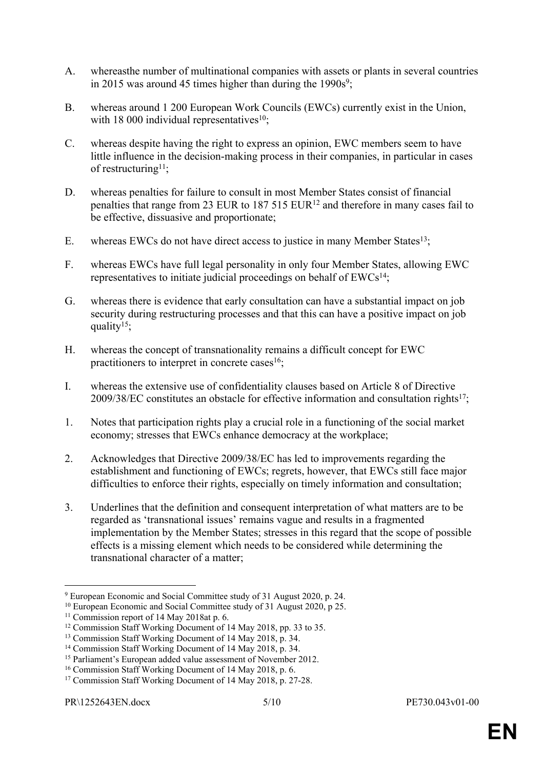A. whereasthe number of multinational companies with assets or plants in several countries in 2015 was around 45 times higher than during the 1990s[9];

B. whereas around 1 200 European Work Councils (EWCs) currently exist in the Union, with 18 000 individual representatives[10];

C. whereas despite having the right to express an opinion, EWC members seem to have little influence in the decision-making process in their companies, in particular in cases of restructuring[11];

D. whereas penalties for failure to consult in most Member States consist of financial penalties that range from 23 EUR to 187 515 EUR[12] and therefore in many cases fail to be effective, dissuasive and proportionate;

E. whereas EWCs do not have direct access to justice in many Member States[13];

F. whereas EWCs have full legal personality in only four Member States, allowing EWC representatives to initiate judicial proceedings on behalf of EWCs[14];

G. whereas there is evidence that early consultation can have a substantial impact on job security during restructuring processes and that this can have a positive impact on job quality[15];

H. whereas the concept of transnationality remains a difficult concept for EWC practitioners to interpret in concrete cases[16];

I. whereas the extensive use of confidentiality clauses based on Article 8 of Directive 2009/38/EC constitutes an obstacle for effective information and consultation rights[17];

1. Notes that participation rights play a crucial role in a functioning of the social market economy; stresses that EWCs enhance democracy at the workplace;

2. Acknowledges that Directive 2009/38/EC has led to improvements regarding the establishment and functioning of EWCs; regrets, however, that EWCs still face major difficulties to enforce their rights, especially on timely information and consultation;

3. Underlines that the definition and consequent interpretation of what matters are to be regarded as 'transnational issues' remains vague and results in a fragmented implementation by the Member States; stresses in this regard that the scope of possible effects is a missing element which needs to be considered while determining the transnational character of a matter;

---

[9] European Economic and Social Committee study of 31 August 2020, p. 24.

[10] European Economic and Social Committee study of 31 August 2020, p 25.

[11] Commission report of 14 May 2018at p. 6.

[12] Commission Staff Working Document of 14 May 2018, pp. 33 to 35.

[13] Commission Staff Working Document of 14 May 2018, p. 34.

[14] Commission Staff Working Document of 14 May 2018, p. 34.

[15] Parliament's European added value assessment of November 2012.

[16] Commission Staff Working Document of 14 May 2018, p. 6.

[17] Commission Staff Working Document of 14 May 2018, p. 27-28.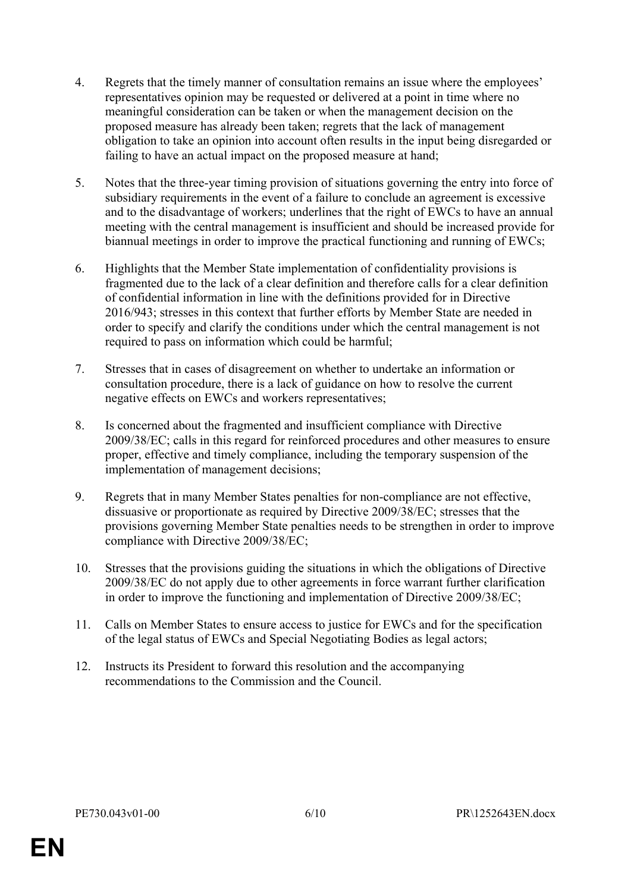4. Regrets that the timely manner of consultation remains an issue where the employees' representatives opinion may be requested or delivered at a point in time where no meaningful consideration can be taken or when the management decision on the proposed measure has already been taken; regrets that the lack of management obligation to take an opinion into account often results in the input being disregarded or failing to have an actual impact on the proposed measure at hand;

5. Notes that the three-year timing provision of situations governing the entry into force of subsidiary requirements in the event of a failure to conclude an agreement is excessive and to the disadvantage of workers; underlines that the right of EWCs to have an annual meeting with the central management is insufficient and should be increased provide for biannual meetings in order to improve the practical functioning and running of EWCs;

6. Highlights that the Member State implementation of confidentiality provisions is fragmented due to the lack of a clear definition and therefore calls for a clear definition of confidential information in line with the definitions provided for in Directive 2016/943; stresses in this context that further efforts by Member State are needed in order to specify and clarify the conditions under which the central management is not required to pass on information which could be harmful;

7. Stresses that in cases of disagreement on whether to undertake an information or consultation procedure, there is a lack of guidance on how to resolve the current negative effects on EWCs and workers representatives;

8. Is concerned about the fragmented and insufficient compliance with Directive 2009/38/EC; calls in this regard for reinforced procedures and other measures to ensure proper, effective and timely compliance, including the temporary suspension of the implementation of management decisions;

9. Regrets that in many Member States penalties for non-compliance are not effective, dissuasive or proportionate as required by Directive 2009/38/EC; stresses that the provisions governing Member State penalties needs to be strengthen in order to improve compliance with Directive 2009/38/EC;

10. Stresses that the provisions guiding the situations in which the obligations of Directive 2009/38/EC do not apply due to other agreements in force warrant further clarification in order to improve the functioning and implementation of Directive 2009/38/EC;

11. Calls on Member States to ensure access to justice for EWCs and for the specification of the legal status of EWCs and Special Negotiating Bodies as legal actors;

12. Instructs its President to forward this resolution and the accompanying recommendations to the Commission and the Council.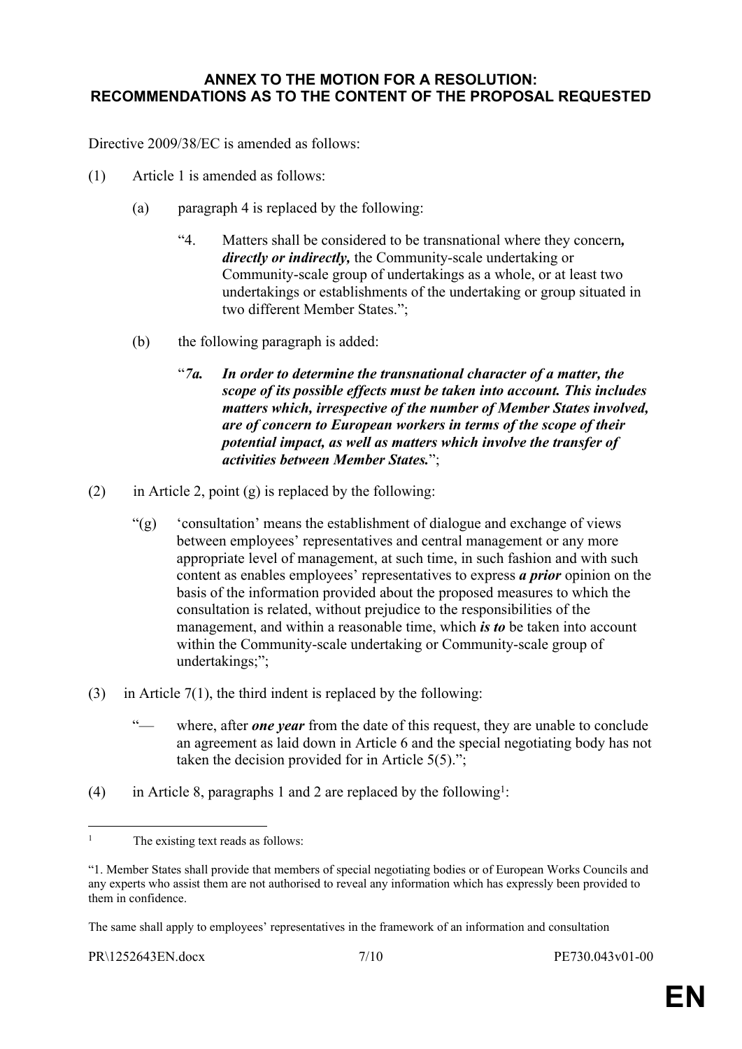**ANNEX TO THE MOTION FOR A RESOLUTION: RECOMMENDATIONS AS TO THE CONTENT OF THE PROPOSAL REQUESTED**

Directive 2009/38/EC is amended as follows:

(1) Article 1 is amended as follows:

(a) paragraph 4 is replaced by the following:

"4. Matters shall be considered to be transnational where they concern***, directly or indirectly,*** the Community-scale undertaking or Community-scale group of undertakings as a whole, or at least two undertakings or establishments of the undertaking or group situated in two different Member States.";

(b) the following paragraph is added:

"***7a. In order to determine the transnational character of a matter, the scope of its possible effects must be taken into account. This includes matters which, irrespective of the number of Member States involved, are of concern to European workers in terms of the scope of their potential impact, as well as matters which involve the transfer of activities between Member States.***";

(2) in Article 2, point (g) is replaced by the following:

"(g) 'consultation' means the establishment of dialogue and exchange of views between employees' representatives and central management or any more appropriate level of management, at such time, in such fashion and with such content as enables employees' representatives to express ***a prior*** opinion on the basis of the information provided about the proposed measures to which the consultation is related, without prejudice to the responsibilities of the management, and within a reasonable time, which ***is to*** be taken into account within the Community-scale undertaking or Community-scale group of undertakings;";

(3) in Article 7(1), the third indent is replaced by the following:

"— where, after ***one year*** from the date of this request, they are unable to conclude an agreement as laid down in Article 6 and the special negotiating body has not taken the decision provided for in Article 5(5).";

(4) in Article 8, paragraphs 1 and 2 are replaced by the following[1]:

---

[1] The existing text reads as follows:

"1. Member States shall provide that members of special negotiating bodies or of European Works Councils and any experts who assist them are not authorised to reveal any information which has expressly been provided to them in confidence.

The same shall apply to employees' representatives in the framework of an information and consultation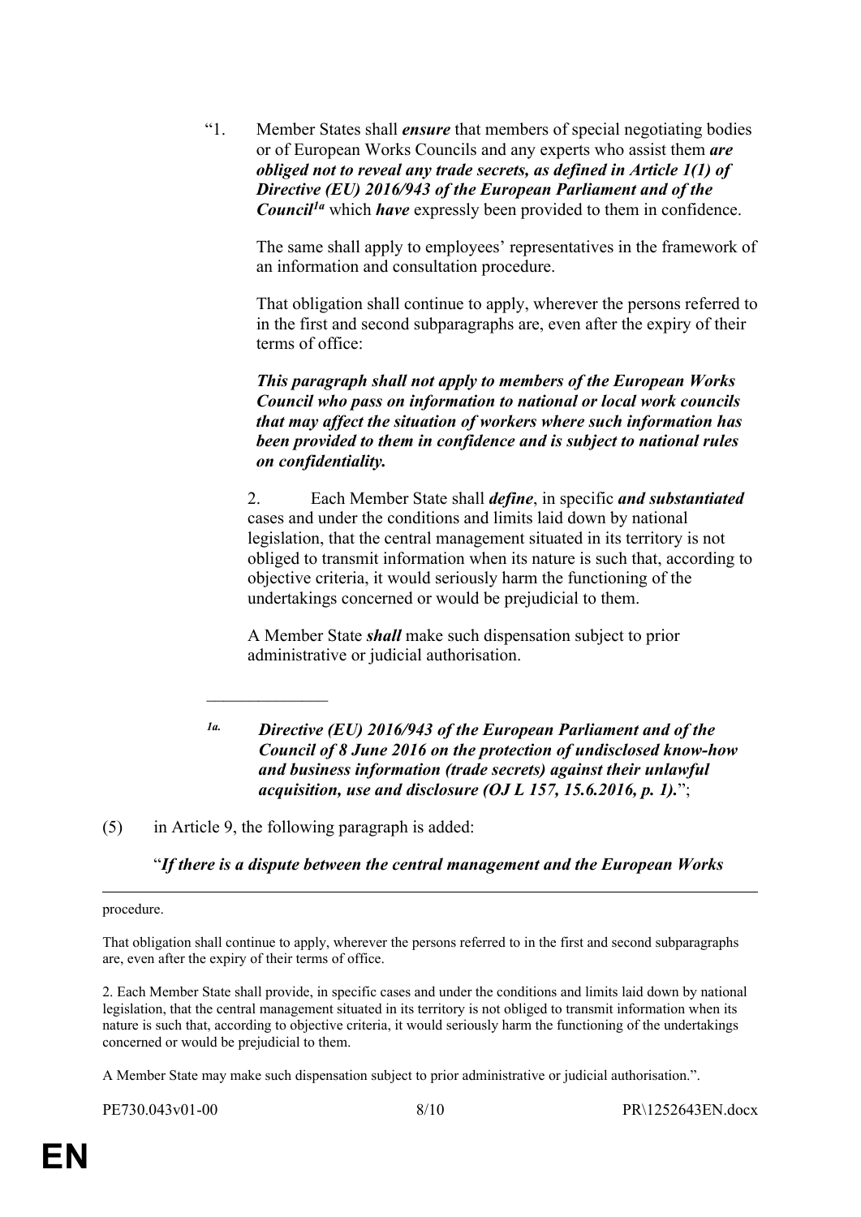"1. Member States shall ***ensure*** that members of special negotiating bodies or of European Works Councils and any experts who assist them ***are obliged not to reveal any trade secrets, as defined in Article 1(1) of Directive (EU) 2016/943 of the European Parliament and of the Council***[1a] which ***have*** expressly been provided to them in confidence.

The same shall apply to employees' representatives in the framework of an information and consultation procedure.

That obligation shall continue to apply, wherever the persons referred to in the first and second subparagraphs are, even after the expiry of their terms of office:

***This paragraph shall not apply to members of the European Works Council who pass on information to national or local work councils that may affect the situation of workers where such information has been provided to them in confidence and is subject to national rules on confidentiality.***

2. Each Member State shall ***define***, in specific ***and substantiated*** cases and under the conditions and limits laid down by national legislation, that the central management situated in its territory is not obliged to transmit information when its nature is such that, according to objective criteria, it would seriously harm the functioning of the undertakings concerned or would be prejudicial to them.

A Member State ***shall*** make such dispensation subject to prior administrative or judicial authorisation.

______________

[1a] ***Directive (EU) 2016/943 of the European Parliament and of the Council of 8 June 2016 on the protection of undisclosed know-how and business information (trade secrets) against their unlawful acquisition, use and disclosure (OJ L 157, 15.6.2016, p. 1).***";

(5) in Article 9, the following paragraph is added:

"***If there is a dispute between the central management and the European Works***

---

procedure.

That obligation shall continue to apply, wherever the persons referred to in the first and second subparagraphs are, even after the expiry of their terms of office.

2. Each Member State shall provide, in specific cases and under the conditions and limits laid down by national legislation, that the central management situated in its territory is not obliged to transmit information when its nature is such that, according to objective criteria, it would seriously harm the functioning of the undertakings concerned or would be prejudicial to them.

A Member State may make such dispensation subject to prior administrative or judicial authorisation.".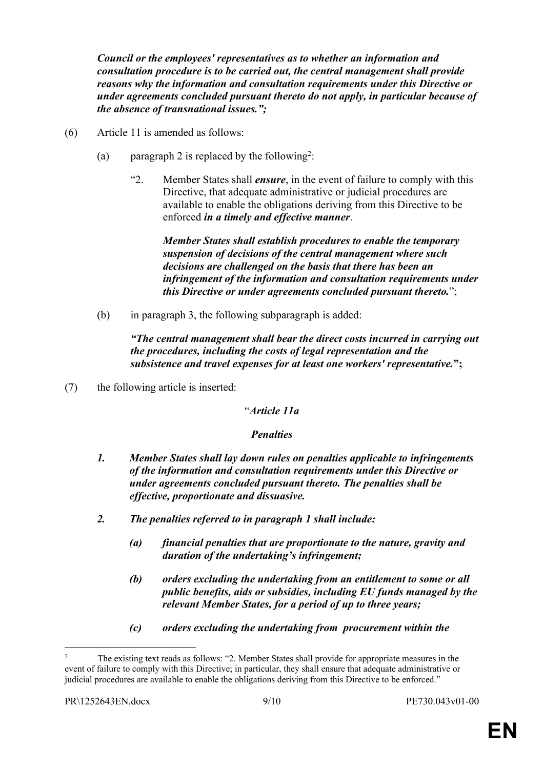***Council or the employees' representatives as to whether an information and consultation procedure is to be carried out, the central management shall provide reasons why the information and consultation requirements under this Directive or under agreements concluded pursuant thereto do not apply, in particular because of the absence of transnational issues.";***

(6) Article 11 is amended as follows:

(a) paragraph 2 is replaced by the following[2]:

"2. Member States shall ***ensure***, in the event of failure to comply with this Directive, that adequate administrative or judicial procedures are available to enable the obligations deriving from this Directive to be enforced ***in a timely and effective manner***.

***Member States shall establish procedures to enable the temporary suspension of decisions of the central management where such decisions are challenged on the basis that there has been an infringement of the information and consultation requirements under this Directive or under agreements concluded pursuant thereto.***";

(b) in paragraph 3, the following subparagraph is added:

***"The central management shall bear the direct costs incurred in carrying out the procedures, including the costs of legal representation and the subsistence and travel expenses for at least one workers' representative."*****;**

(7) the following article is inserted:

"***Article 11a***

***Penalties***

***1. Member States shall lay down rules on penalties applicable to infringements of the information and consultation requirements under this Directive or under agreements concluded pursuant thereto. The penalties shall be effective, proportionate and dissuasive.***

***2. The penalties referred to in paragraph 1 shall include:***

***(a) financial penalties that are proportionate to the nature, gravity and duration of the undertaking's infringement;***

***(b) orders excluding the undertaking from an entitlement to some or all public benefits, aids or subsidies, including EU funds managed by the relevant Member States, for a period of up to three years;***

***(c) orders excluding the undertaking from procurement within the***

---

[2] The existing text reads as follows: "2. Member States shall provide for appropriate measures in the event of failure to comply with this Directive; in particular, they shall ensure that adequate administrative or judicial procedures are available to enable the obligations deriving from this Directive to be enforced."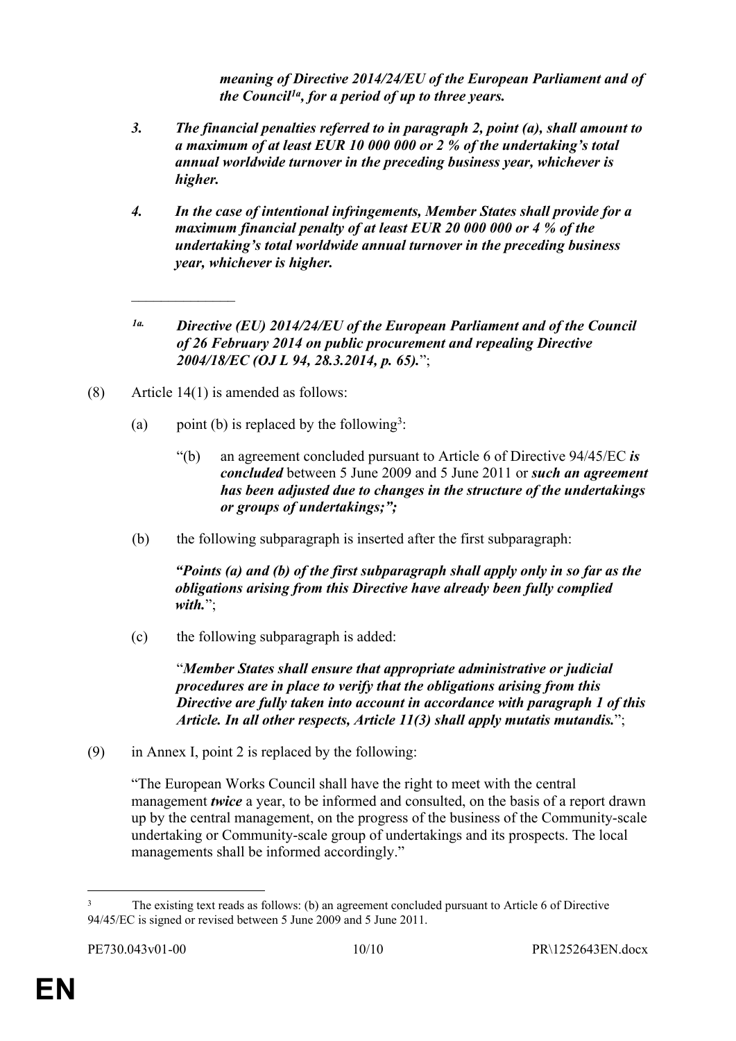***meaning of Directive 2014/24/EU of the European Parliament and of the Council[1a], for a period of up to three years.***

***3. The financial penalties referred to in paragraph 2, point (a), shall amount to a maximum of at least EUR 10 000 000 or 2 % of the undertaking's total annual worldwide turnover in the preceding business year, whichever is higher.***

***4. In the case of intentional infringements, Member States shall provide for a maximum financial penalty of at least EUR 20 000 000 or 4 % of the undertaking's total worldwide annual turnover in the preceding business year, whichever is higher.***

______________

***1a. Directive (EU) 2014/24/EU of the European Parliament and of the Council of 26 February 2014 on public procurement and repealing Directive 2004/18/EC (OJ L 94, 28.3.2014, p. 65).***";

(8) Article 14(1) is amended as follows:

(a) point (b) is replaced by the following[3]:

"(b) an agreement concluded pursuant to Article 6 of Directive 94/45/EC ***is concluded*** between 5 June 2009 and 5 June 2011 or ***such an agreement has been adjusted due to changes in the structure of the undertakings or groups of undertakings;";***

(b) the following subparagraph is inserted after the first subparagraph:

***"Points (a) and (b) of the first subparagraph shall apply only in so far as the obligations arising from this Directive have already been fully complied with.***";

(c) the following subparagraph is added:

"***Member States shall ensure that appropriate administrative or judicial procedures are in place to verify that the obligations arising from this Directive are fully taken into account in accordance with paragraph 1 of this Article. In all other respects, Article 11(3) shall apply mutatis mutandis.***";

(9) in Annex I, point 2 is replaced by the following:

"The European Works Council shall have the right to meet with the central management ***twice*** a year, to be informed and consulted, on the basis of a report drawn up by the central management, on the progress of the business of the Community-scale undertaking or Community-scale group of undertakings and its prospects. The local managements shall be informed accordingly."

---

[3] The existing text reads as follows: (b) an agreement concluded pursuant to Article 6 of Directive 94/45/EC is signed or revised between 5 June 2009 and 5 June 2011.